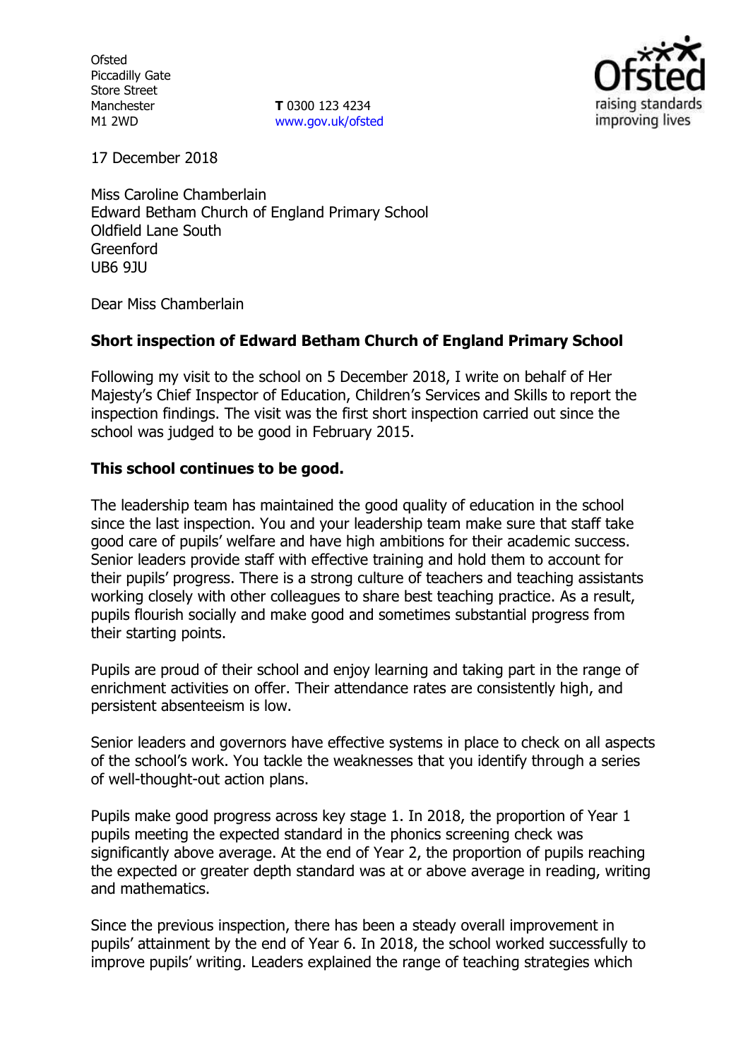Ofsted
Piccadilly Gate
Store Street
Manchester
M1 2WD

**T** 0300 123 4234
www.gov.uk/ofsted

17 December 2018

Miss Caroline Chamberlain
Edward Betham Church of England Primary School
Oldfield Lane South
Greenford
UB6 9JU

Dear Miss Chamberlain

**Short inspection of Edward Betham Church of England Primary School**

Following my visit to the school on 5 December 2018, I write on behalf of Her Majesty's Chief Inspector of Education, Children's Services and Skills to report the inspection findings. The visit was the first short inspection carried out since the school was judged to be good in February 2015.

**This school continues to be good.**

The leadership team has maintained the good quality of education in the school since the last inspection. You and your leadership team make sure that staff take good care of pupils' welfare and have high ambitions for their academic success. Senior leaders provide staff with effective training and hold them to account for their pupils' progress. There is a strong culture of teachers and teaching assistants working closely with other colleagues to share best teaching practice. As a result, pupils flourish socially and make good and sometimes substantial progress from their starting points.

Pupils are proud of their school and enjoy learning and taking part in the range of enrichment activities on offer. Their attendance rates are consistently high, and persistent absenteeism is low.

Senior leaders and governors have effective systems in place to check on all aspects of the school's work. You tackle the weaknesses that you identify through a series of well-thought-out action plans.

Pupils make good progress across key stage 1. In 2018, the proportion of Year 1 pupils meeting the expected standard in the phonics screening check was significantly above average. At the end of Year 2, the proportion of pupils reaching the expected or greater depth standard was at or above average in reading, writing and mathematics.

Since the previous inspection, there has been a steady overall improvement in pupils' attainment by the end of Year 6. In 2018, the school worked successfully to improve pupils' writing. Leaders explained the range of teaching strategies which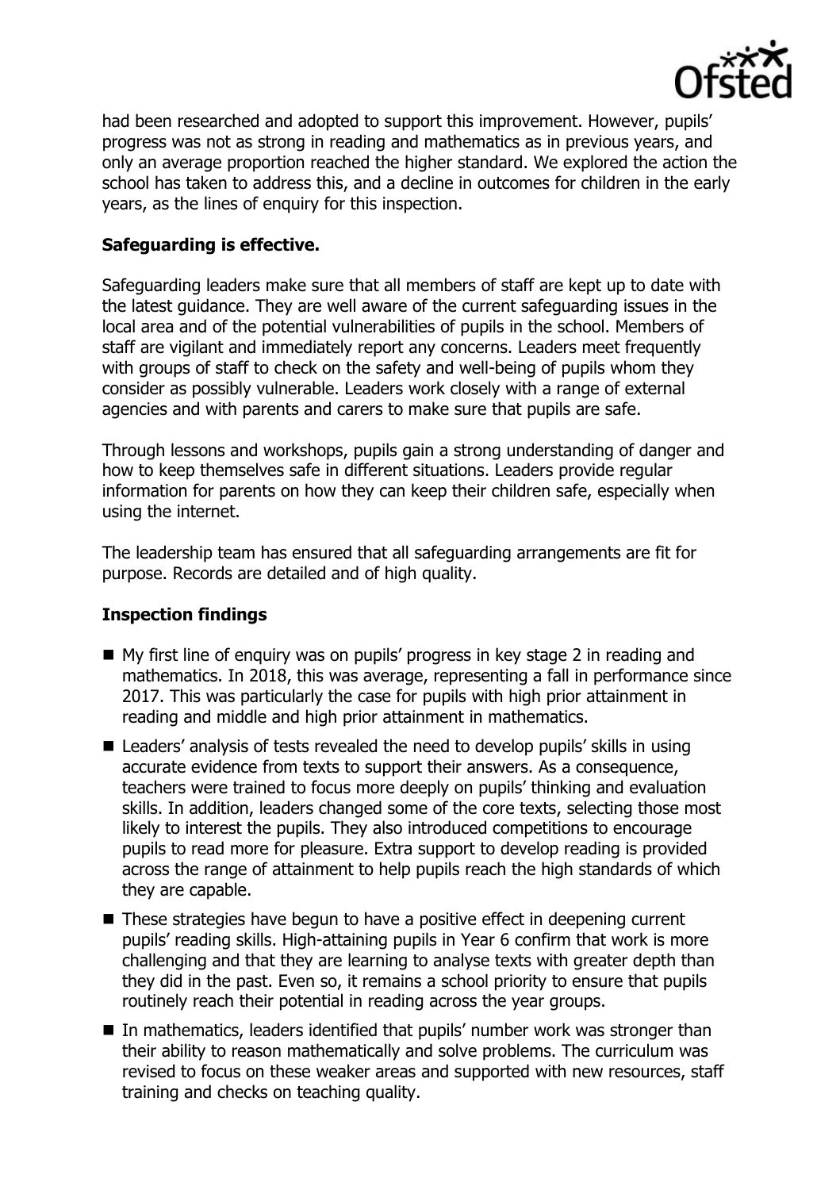had been researched and adopted to support this improvement. However, pupils' progress was not as strong in reading and mathematics as in previous years, and only an average proportion reached the higher standard. We explored the action the school has taken to address this, and a decline in outcomes for children in the early years, as the lines of enquiry for this inspection.

**Safeguarding is effective.**

Safeguarding leaders make sure that all members of staff are kept up to date with the latest guidance. They are well aware of the current safeguarding issues in the local area and of the potential vulnerabilities of pupils in the school. Members of staff are vigilant and immediately report any concerns. Leaders meet frequently with groups of staff to check on the safety and well-being of pupils whom they consider as possibly vulnerable. Leaders work closely with a range of external agencies and with parents and carers to make sure that pupils are safe.

Through lessons and workshops, pupils gain a strong understanding of danger and how to keep themselves safe in different situations. Leaders provide regular information for parents on how they can keep their children safe, especially when using the internet.

The leadership team has ensured that all safeguarding arrangements are fit for purpose. Records are detailed and of high quality.

**Inspection findings**

- My first line of enquiry was on pupils' progress in key stage 2 in reading and mathematics. In 2018, this was average, representing a fall in performance since 2017. This was particularly the case for pupils with high prior attainment in reading and middle and high prior attainment in mathematics.
- Leaders' analysis of tests revealed the need to develop pupils' skills in using accurate evidence from texts to support their answers. As a consequence, teachers were trained to focus more deeply on pupils' thinking and evaluation skills. In addition, leaders changed some of the core texts, selecting those most likely to interest the pupils. They also introduced competitions to encourage pupils to read more for pleasure. Extra support to develop reading is provided across the range of attainment to help pupils reach the high standards of which they are capable.
- These strategies have begun to have a positive effect in deepening current pupils' reading skills. High-attaining pupils in Year 6 confirm that work is more challenging and that they are learning to analyse texts with greater depth than they did in the past. Even so, it remains a school priority to ensure that pupils routinely reach their potential in reading across the year groups.
- In mathematics, leaders identified that pupils' number work was stronger than their ability to reason mathematically and solve problems. The curriculum was revised to focus on these weaker areas and supported with new resources, staff training and checks on teaching quality.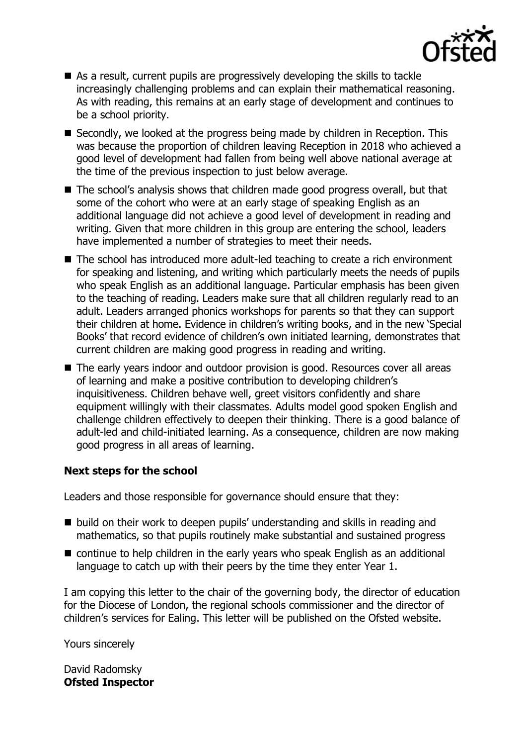- As a result, current pupils are progressively developing the skills to tackle increasingly challenging problems and can explain their mathematical reasoning. As with reading, this remains at an early stage of development and continues to be a school priority.
- Secondly, we looked at the progress being made by children in Reception. This was because the proportion of children leaving Reception in 2018 who achieved a good level of development had fallen from being well above national average at the time of the previous inspection to just below average.
- The school's analysis shows that children made good progress overall, but that some of the cohort who were at an early stage of speaking English as an additional language did not achieve a good level of development in reading and writing. Given that more children in this group are entering the school, leaders have implemented a number of strategies to meet their needs.
- The school has introduced more adult-led teaching to create a rich environment for speaking and listening, and writing which particularly meets the needs of pupils who speak English as an additional language. Particular emphasis has been given to the teaching of reading. Leaders make sure that all children regularly read to an adult. Leaders arranged phonics workshops for parents so that they can support their children at home. Evidence in children's writing books, and in the new 'Special Books' that record evidence of children's own initiated learning, demonstrates that current children are making good progress in reading and writing.
- The early years indoor and outdoor provision is good. Resources cover all areas of learning and make a positive contribution to developing children's inquisitiveness. Children behave well, greet visitors confidently and share equipment willingly with their classmates. Adults model good spoken English and challenge children effectively to deepen their thinking. There is a good balance of adult-led and child-initiated learning. As a consequence, children are now making good progress in all areas of learning.

**Next steps for the school**

Leaders and those responsible for governance should ensure that they:

- build on their work to deepen pupils' understanding and skills in reading and mathematics, so that pupils routinely make substantial and sustained progress
- continue to help children in the early years who speak English as an additional language to catch up with their peers by the time they enter Year 1.

I am copying this letter to the chair of the governing body, the director of education for the Diocese of London, the regional schools commissioner and the director of children's services for Ealing. This letter will be published on the Ofsted website.

Yours sincerely

David Radomsky
**Ofsted Inspector**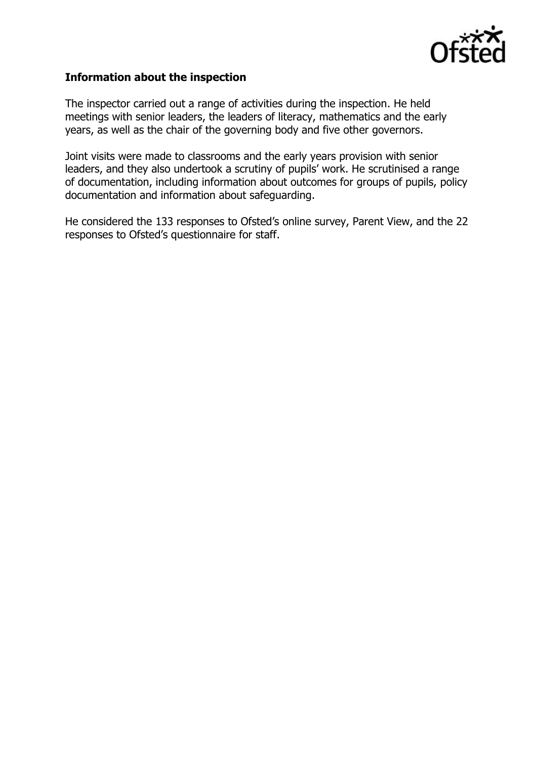### Information about the inspection

The inspector carried out a range of activities during the inspection. He held meetings with senior leaders, the leaders of literacy, mathematics and the early years, as well as the chair of the governing body and five other governors.

Joint visits were made to classrooms and the early years provision with senior leaders, and they also undertook a scrutiny of pupils' work. He scrutinised a range of documentation, including information about outcomes for groups of pupils, policy documentation and information about safeguarding.

He considered the 133 responses to Ofsted's online survey, Parent View, and the 22 responses to Ofsted's questionnaire for staff.